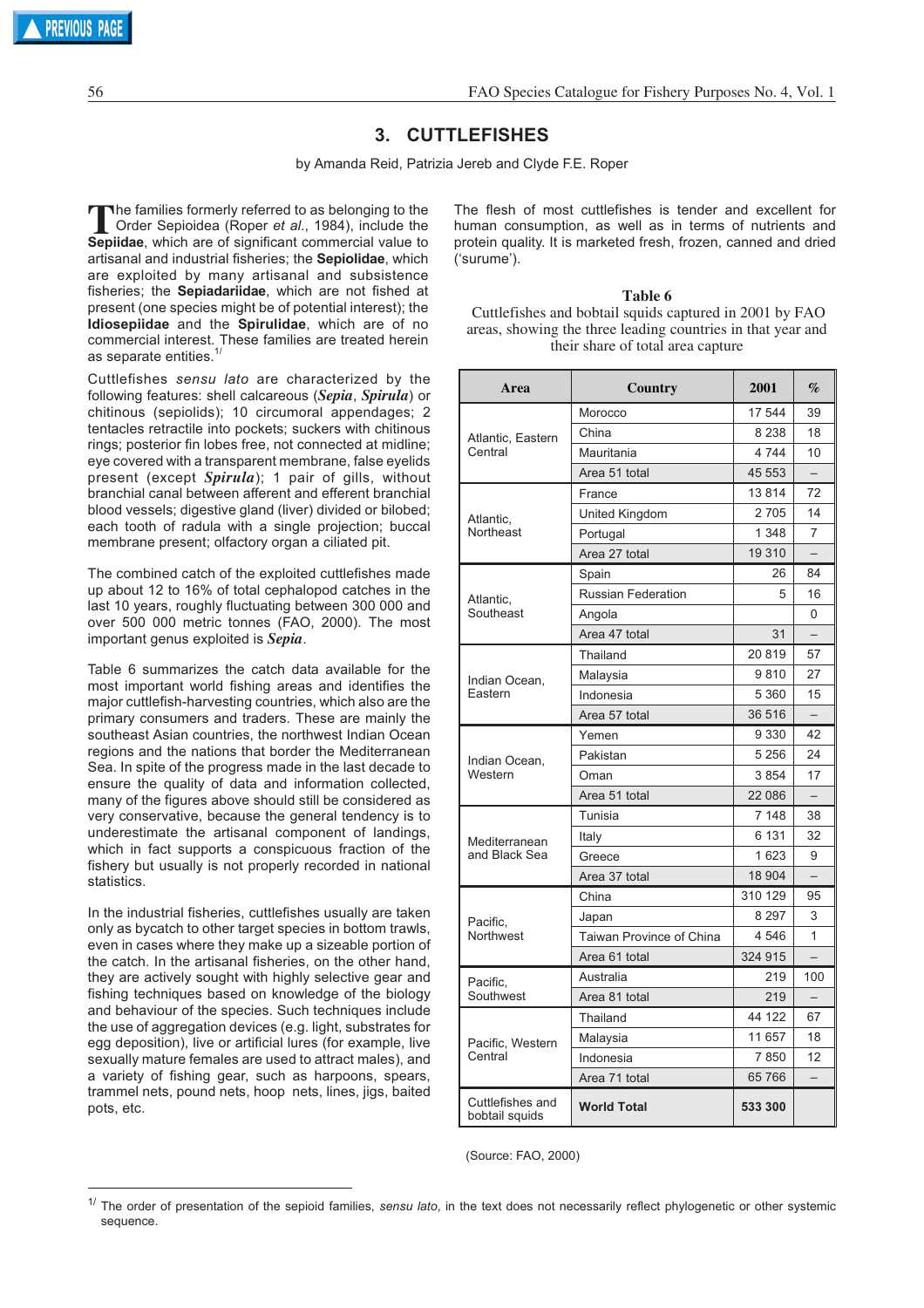## 3. CUTTLEFISHES

by Amanda Reid, Patrizia Jereb and Clyde F.E. Roper

The families formerly referred to as belonging to the Order Sepioidea (Roper *et al*., 1984), include the **Sepiidae**, which are of significant commercial value to artisanal and industrial fisheries; the **Sepiolidae**, which are exploited by many artisanal and subsistence fisheries; the **Sepiadariidae**, which are not fished at present (one species might be of potential interest); the **Idiosepiidae** and the **Spirulidae**, which are of no commercial interest. These families are treated herein as separate entities.[1/]

Cuttlefishes *sensu lato* are characterized by the following features: shell calcareous (***Sepia***, ***Spirula***) or chitinous (sepiolids); 10 circumoral appendages; 2 tentacles retractile into pockets; suckers with chitinous rings; posterior fin lobes free, not connected at midline; eye covered with a transparent membrane, false eyelids present (except ***Spirula***); 1 pair of gills, without branchial canal between afferent and efferent branchial blood vessels; digestive gland (liver) divided or bilobed; each tooth of radula with a single projection; buccal membrane present; olfactory organ a ciliated pit.

The combined catch of the exploited cuttlefishes made up about 12 to 16% of total cephalopod catches in the last 10 years, roughly fluctuating between 300 000 and over 500 000 metric tonnes (FAO, 2000). The most important genus exploited is ***Sepia***.

Table 6 summarizes the catch data available for the most important world fishing areas and identifies the major cuttlefish-harvesting countries, which also are the primary consumers and traders. These are mainly the southeast Asian countries, the northwest Indian Ocean regions and the nations that border the Mediterranean Sea. In spite of the progress made in the last decade to ensure the quality of data and information collected, many of the figures above should still be considered as very conservative, because the general tendency is to underestimate the artisanal component of landings, which in fact supports a conspicuous fraction of the fishery but usually is not properly recorded in national statistics.

In the industrial fisheries, cuttlefishes usually are taken only as bycatch to other target species in bottom trawls, even in cases where they make up a sizeable portion of the catch. In the artisanal fisheries, on the other hand, they are actively sought with highly selective gear and fishing techniques based on knowledge of the biology and behaviour of the species. Such techniques include the use of aggregation devices (e.g. light, substrates for egg deposition), live or artificial lures (for example, live sexually mature females are used to attract males), and a variety of fishing gear, such as harpoons, spears, trammel nets, pound nets, hoop nets, lines, jigs, baited pots, etc.

The flesh of most cuttlefishes is tender and excellent for human consumption, as well as in terms of nutrients and protein quality. It is marketed fresh, frozen, canned and dried ('surume').

**Table 6**

Cuttlefishes and bobtail squids captured in 2001 by FAO areas, showing the three leading countries in that year and their share of total area capture

| Area | Country | 2001 | % |
|---|---|---|---|
| Atlantic, Eastern Central | Morocco | 17 544 | 39 |
| | China | 8 238 | 18 |
| | Mauritania | 4 744 | 10 |
| | Area 51 total | 45 553 | – |
| Atlantic, Northeast | France | 13 814 | 72 |
| | United Kingdom | 2 705 | 14 |
| | Portugal | 1 348 | 7 |
| | Area 27 total | 19 310 | – |
| Atlantic, Southeast | Spain | 26 | 84 |
| | Russian Federation | 5 | 16 |
| | Angola | | 0 |
| | Area 47 total | 31 | – |
| Indian Ocean, Eastern | Thailand | 20 819 | 57 |
| | Malaysia | 9 810 | 27 |
| | Indonesia | 5 360 | 15 |
| | Area 57 total | 36 516 | – |
| Indian Ocean, Western | Yemen | 9 330 | 42 |
| | Pakistan | 5 256 | 24 |
| | Oman | 3 854 | 17 |
| | Area 51 total | 22 086 | – |
| Mediterranean and Black Sea | Tunisia | 7 148 | 38 |
| | Italy | 6 131 | 32 |
| | Greece | 1 623 | 9 |
| | Area 37 total | 18 904 | – |
| Pacific, Northwest | China | 310 129 | 95 |
| | Japan | 8 297 | 3 |
| | Taiwan Province of China | 4 546 | 1 |
| | Area 61 total | 324 915 | – |
| Pacific, Southwest | Australia | 219 | 100 |
| | Area 81 total | 219 | – |
| Pacific, Western Central | Thailand | 44 122 | 67 |
| | Malaysia | 11 657 | 18 |
| | Indonesia | 7 850 | 12 |
| | Area 71 total | 65 766 | – |
| Cuttlefishes and bobtail squids | **World Total** | **533 300** | |

(Source: FAO, 2000)

[1/] The order of presentation of the sepioid families, *sensu lato*, in the text does not necessarily reflect phylogenetic or other systemic sequence.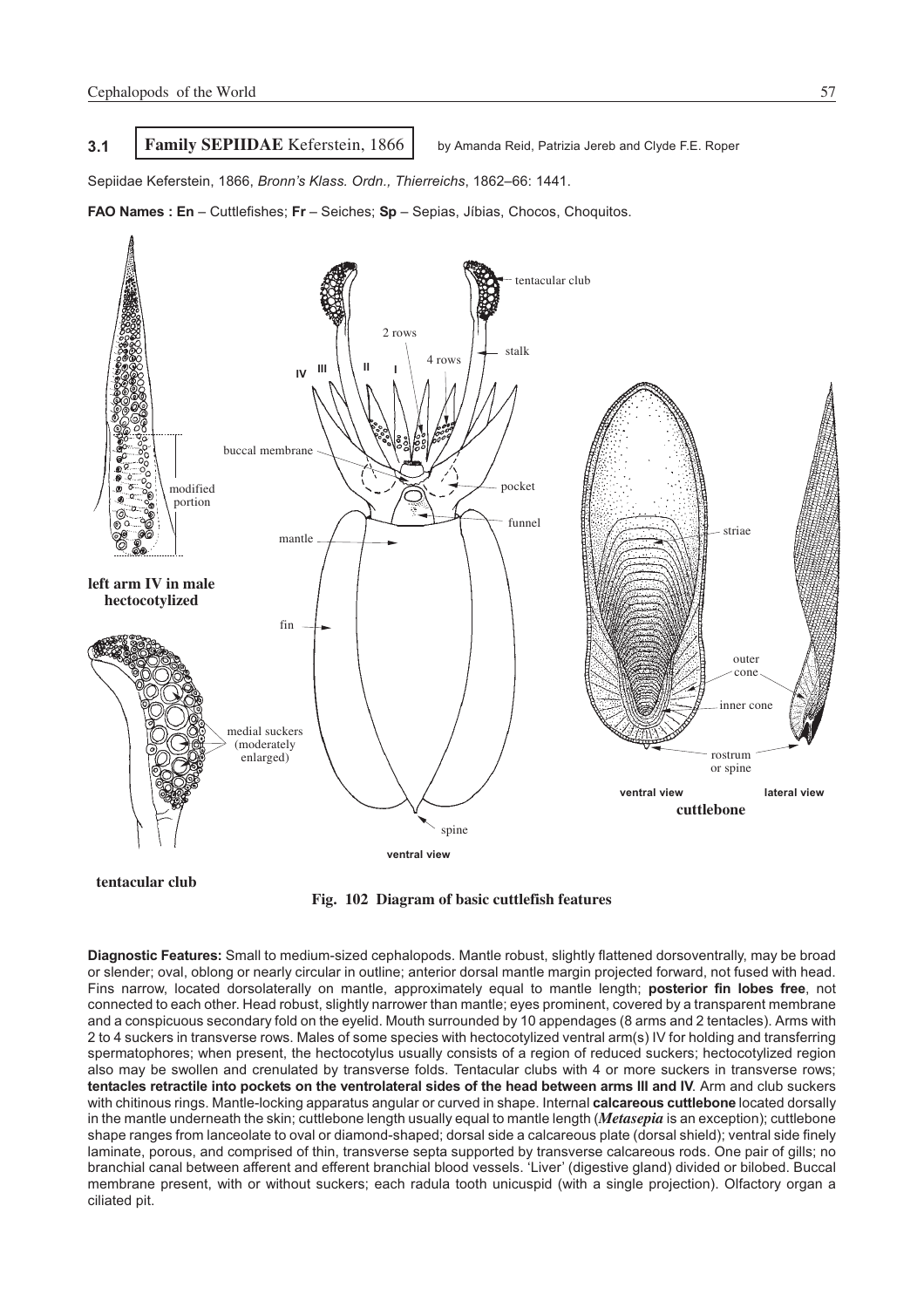## 3.1 Family SEPIIDAE Keferstein, 1866

by Amanda Reid, Patrizia Jereb and Clyde F.E. Roper

Sepiidae Keferstein, 1866, *Bronn's Klass. Ordn., Thierreichs*, 1862–66: 1441.

**FAO Names : En** – Cuttlefishes; **Fr** – Seiches; **Sp** – Sepias, Jíbias, Chocos, Choquitos.

**Fig. 102 Diagram of basic cuttlefish features**

**Diagnostic Features:** Small to medium-sized cephalopods. Mantle robust, slightly flattened dorsoventrally, may be broad or slender; oval, oblong or nearly circular in outline; anterior dorsal mantle margin projected forward, not fused with head. Fins narrow, located dorsolaterally on mantle, approximately equal to mantle length; **posterior fin lobes free**, not connected to each other. Head robust, slightly narrower than mantle; eyes prominent, covered by a transparent membrane and a conspicuous secondary fold on the eyelid. Mouth surrounded by 10 appendages (8 arms and 2 tentacles). Arms with 2 to 4 suckers in transverse rows. Males of some species with hectocotylized ventral arm(s) IV for holding and transferring spermatophores; when present, the hectocotylus usually consists of a region of reduced suckers; hectocotylized region also may be swollen and crenulated by transverse folds. Tentacular clubs with 4 or more suckers in transverse rows; **tentacles retractile into pockets on the ventrolateral sides of the head between arms III and IV**. Arm and club suckers with chitinous rings. Mantle-locking apparatus angular or curved in shape. Internal **calcareous cuttlebone** located dorsally in the mantle underneath the skin; cuttlebone length usually equal to mantle length (***Metasepia*** is an exception); cuttlebone shape ranges from lanceolate to oval or diamond-shaped; dorsal side a calcareous plate (dorsal shield); ventral side finely laminate, porous, and comprised of thin, transverse septa supported by transverse calcareous rods. One pair of gills; no branchial canal between afferent and efferent branchial blood vessels. 'Liver' (digestive gland) divided or bilobed. Buccal membrane present, with or without suckers; each radula tooth unicuspid (with a single projection). Olfactory organ a ciliated pit.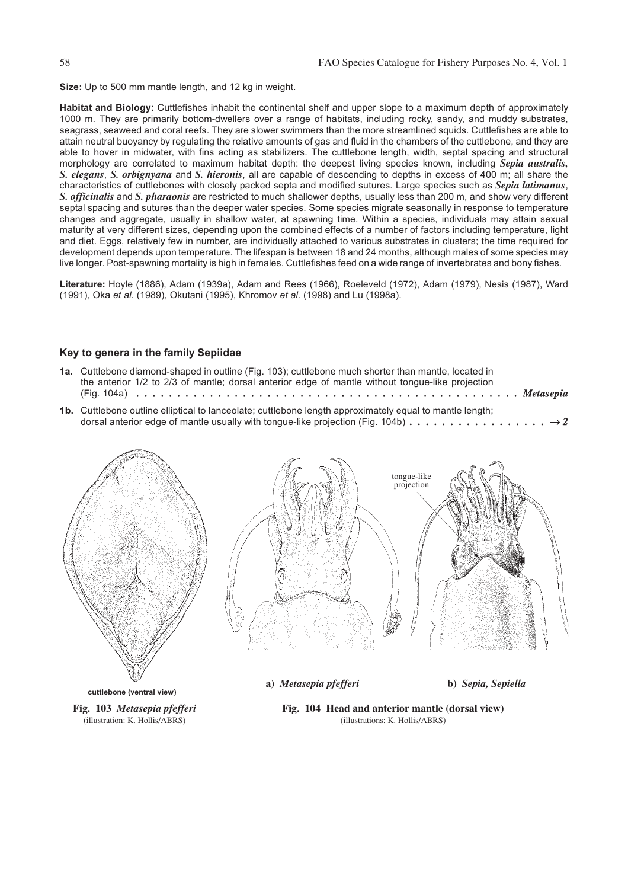**Size:** Up to 500 mm mantle length, and 12 kg in weight.

**Habitat and Biology:** Cuttlefishes inhabit the continental shelf and upper slope to a maximum depth of approximately 1000 m. They are primarily bottom-dwellers over a range of habitats, including rocky, sandy, and muddy substrates, seagrass, seaweed and coral reefs. They are slower swimmers than the more streamlined squids. Cuttlefishes are able to attain neutral buoyancy by regulating the relative amounts of gas and fluid in the chambers of the cuttlebone, and they are able to hover in midwater, with fins acting as stabilizers. The cuttlebone length, width, septal spacing and structural morphology are correlated to maximum habitat depth: the deepest living species known, including ***Sepia australis***, ***S. elegans***, ***S. orbignyana*** and ***S. hieronis***, all are capable of descending to depths in excess of 400 m; all share the characteristics of cuttlebones with closely packed septa and modified sutures. Large species such as ***Sepia latimanus***, ***S. officinalis*** and ***S. pharaonis*** are restricted to much shallower depths, usually less than 200 m, and show very different septal spacing and sutures than the deeper water species. Some species migrate seasonally in response to temperature changes and aggregate, usually in shallow water, at spawning time. Within a species, individuals may attain sexual maturity at very different sizes, depending upon the combined effects of a number of factors including temperature, light and diet. Eggs, relatively few in number, are individually attached to various substrates in clusters; the time required for development depends upon temperature. The lifespan is between 18 and 24 months, although males of some species may live longer. Post-spawning mortality is high in females. Cuttlefishes feed on a wide range of invertebrates and bony fishes.

**Literature:** Hoyle (1886), Adam (1939a), Adam and Rees (1966), Roeleveld (1972), Adam (1979), Nesis (1987), Ward (1991), Oka *et al.* (1989), Okutani (1995), Khromov *et al.* (1998) and Lu (1998a).

### Key to genera in the family Sepiidae

**1a.** Cuttlebone diamond-shaped in outline (Fig. 103); cuttlebone much shorter than mantle, located in the anterior 1/2 to 2/3 of mantle; dorsal anterior edge of mantle without tongue-like projection (Fig. 104a) . . . . . . . . . . . . . . . . . . . . . . . . . . . . . . . . . . . . . . . . . . . . . . . ***Metasepia***

**1b.** Cuttlebone outline elliptical to lanceolate; cuttlebone length approximately equal to mantle length; dorsal anterior edge of mantle usually with tongue-like projection (Fig. 104b) . . . . . . . . . . . . . . . . . → ***2***

cuttlebone (ventral view)

**Fig. 103** ***Metasepia pfefferi***
(illustration: K. Hollis/ABRS)

tongue-like projection

**a)** ***Metasepia pfefferi*** **b)** ***Sepia, Sepiella***

**Fig. 104 Head and anterior mantle (dorsal view)**
(illustrations: K. Hollis/ABRS)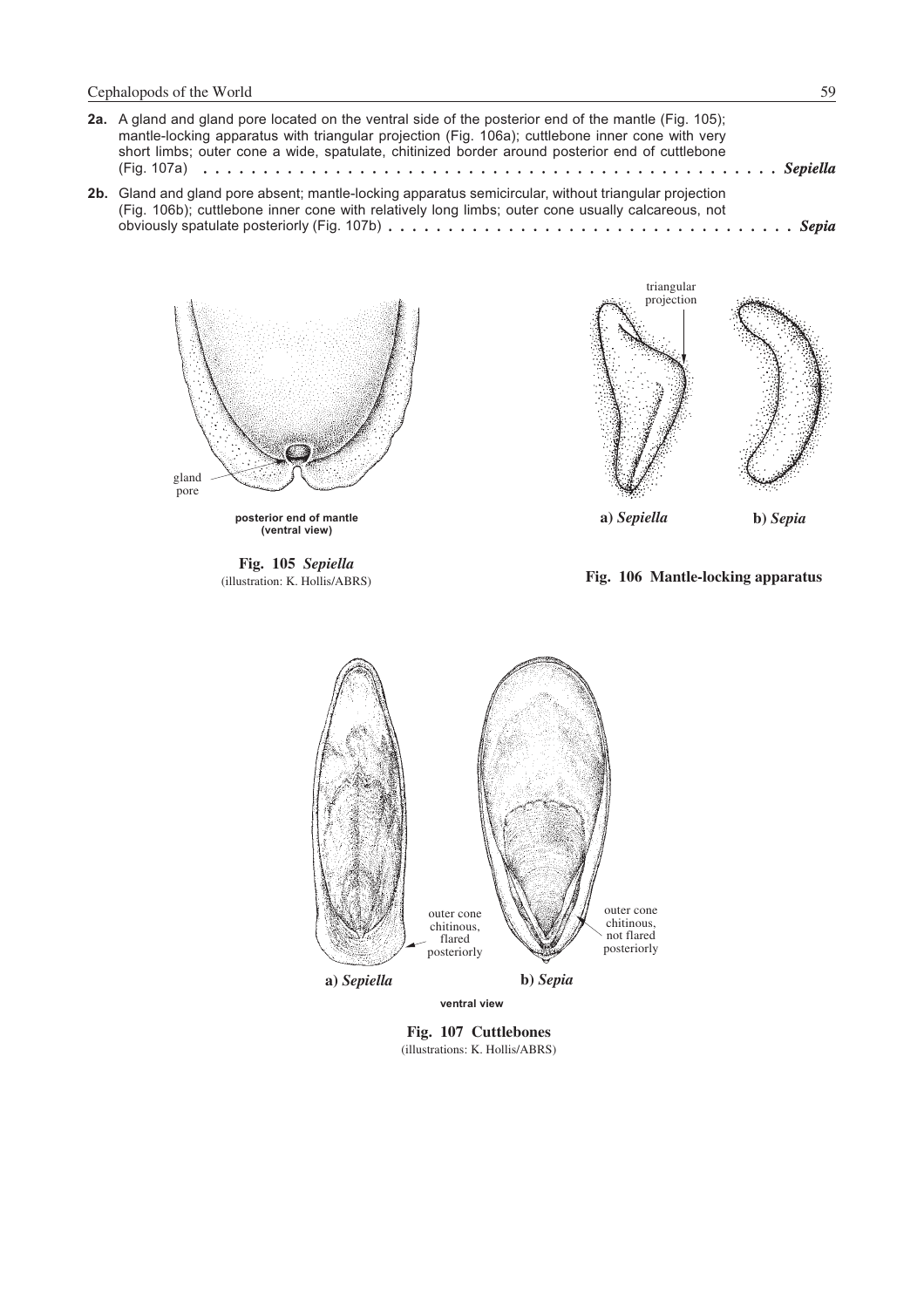**2a.** A gland and gland pore located on the ventral side of the posterior end of the mantle (Fig. 105); mantle-locking apparatus with triangular projection (Fig. 106a); cuttlebone inner cone with very short limbs; outer cone a wide, spatulate, chitinized border around posterior end of cuttlebone (Fig. 107a) . . . . . . . . . . . . . . . . . . . . . . . . . . . . . . . . . . . . . . . . . . . . . . . . *Sepiella*

**2b.** Gland and gland pore absent; mantle-locking apparatus semicircular, without triangular projection (Fig. 106b); cuttlebone inner cone with relatively long limbs; outer cone usually calcareous, not obviously spatulate posteriorly (Fig. 107b) . . . . . . . . . . . . . . . . . . . . . . . . . . . . . . . . . . *Sepia*

gland pore

posterior end of mantle (ventral view)

**Fig. 105** ***Sepiella***
(illustration: K. Hollis/ABRS)

triangular projection

**a)** ***Sepiella*** **b)** ***Sepia***

**Fig. 106 Mantle-locking apparatus**

outer cone chitinous, flared posteriorly

outer cone chitinous, not flared posteriorly

**a)** ***Sepiella*** **b)** ***Sepia***

ventral view

**Fig. 107 Cuttlebones**
(illustrations: K. Hollis/ABRS)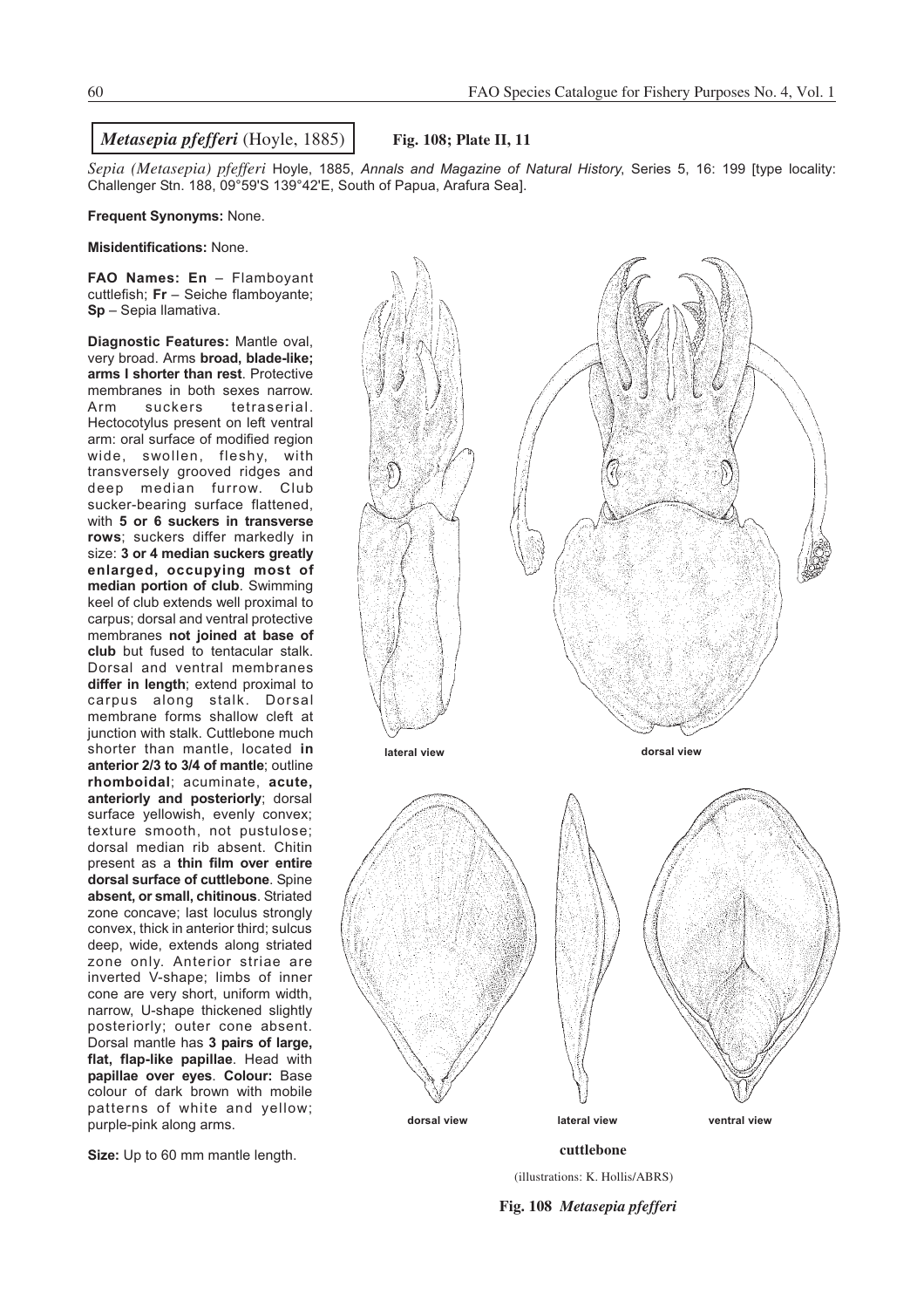## *Metasepia pfefferi* (Hoyle, 1885)

**Fig. 108; Plate II, 11**

*Sepia (Metasepia) pfefferi* Hoyle, 1885, *Annals and Magazine of Natural History*, Series 5, 16: 199 [type locality: Challenger Stn. 188, 09°59'S 139°42'E, South of Papua, Arafura Sea].

**Frequent Synonyms:** None.

**Misidentifications:** None.

**FAO Names: En** – Flamboyant cuttlefish; **Fr** – Seiche flamboyante; **Sp** – Sepia llamativa.

**Diagnostic Features:** Mantle oval, very broad. Arms **broad, blade-like; arms I shorter than rest**. Protective membranes in both sexes narrow. Arm suckers tetraserial. Hectocotylus present on left ventral arm: oral surface of modified region wide, swollen, fleshy, with transversely grooved ridges and deep median furrow. Club sucker-bearing surface flattened, with **5 or 6 suckers in transverse rows**; suckers differ markedly in size: **3 or 4 median suckers greatly enlarged, occupying most of median portion of club**. Swimming keel of club extends well proximal to carpus; dorsal and ventral protective membranes **not joined at base of club** but fused to tentacular stalk. Dorsal and ventral membranes **differ in length**; extend proximal to carpus along stalk. Dorsal membrane forms shallow cleft at junction with stalk. Cuttlebone much shorter than mantle, located **in anterior 2/3 to 3/4 of mantle**; outline **rhomboidal**; acuminate, **acute, anteriorly and posteriorly**; dorsal surface yellowish, evenly convex; texture smooth, not pustulose; dorsal median rib absent. Chitin present as a **thin film over entire dorsal surface of cuttlebone**. Spine **absent, or small, chitinous**. Striated zone concave; last loculus strongly convex, thick in anterior third; sulcus deep, wide, extends along striated zone only. Anterior striae are inverted V-shape; limbs of inner cone are very short, uniform width, narrow, U-shape thickened slightly posteriorly; outer cone absent. Dorsal mantle has **3 pairs of large, flat, flap-like papillae**. Head with **papillae over eyes**. **Colour:** Base colour of dark brown with mobile patterns of white and yellow; purple-pink along arms.

**Size:** Up to 60 mm mantle length.

lateral view | dorsal view

dorsal view | lateral view | ventral view

**cuttlebone**

(illustrations: K. Hollis/ABRS)

**Fig. 108** ***Metasepia pfefferi***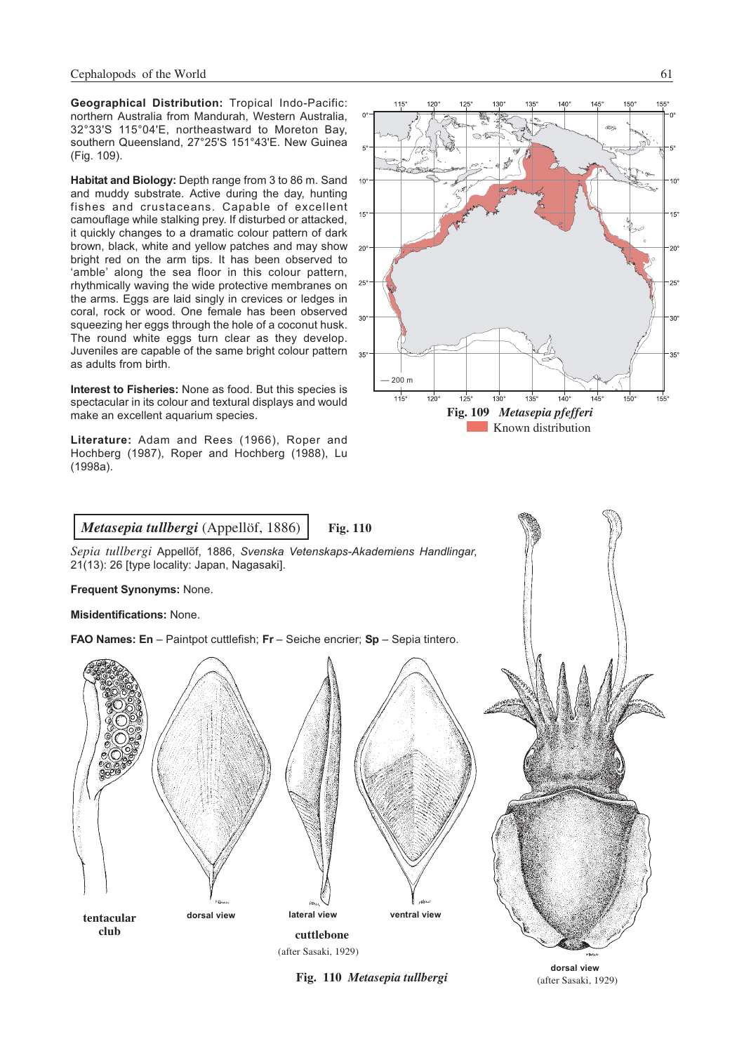**Geographical Distribution:** Tropical Indo-Pacific: northern Australia from Mandurah, Western Australia, 32°33'S 115°04'E, northeastward to Moreton Bay, southern Queensland, 27°25'S 151°43'E. New Guinea (Fig. 109).

**Habitat and Biology:** Depth range from 3 to 86 m. Sand and muddy substrate. Active during the day, hunting fishes and crustaceans. Capable of excellent camouflage while stalking prey. If disturbed or attacked, it quickly changes to a dramatic colour pattern of dark brown, black, white and yellow patches and may show bright red on the arm tips. It has been observed to 'amble' along the sea floor in this colour pattern, rhythmically waving the wide protective membranes on the arms. Eggs are laid singly in crevices or ledges in coral, rock or wood. One female has been observed squeezing her eggs through the hole of a coconut husk. The round white eggs turn clear as they develop. Juveniles are capable of the same bright colour pattern as adults from birth.

**Interest to Fisheries:** None as food. But this species is spectacular in its colour and textural displays and would make an excellent aquarium species.

**Literature:** Adam and Rees (1966), Roper and Hochberg (1987), Roper and Hochberg (1988), Lu (1998a).

**Fig. 109** *Metasepia pfefferi*
Known distribution

## *Metasepia tullbergi* (Appellöf, 1886) Fig. 110

*Sepia tullbergi* Appellöf, 1886, *Svenska Vetenskaps-Akademiens Handlingar*, 21(13): 26 [type locality: Japan, Nagasaki].

**Frequent Synonyms:** None.

**Misidentifications:** None.

**FAO Names: En** – Paintpot cuttlefish; **Fr** – Seiche encrier; **Sp** – Sepia tintero.

tentacular club; cuttlebone: dorsal view, lateral view, ventral view (after Sasaki, 1929); dorsal view (after Sasaki, 1929)

**Fig. 110** *Metasepia tullbergi*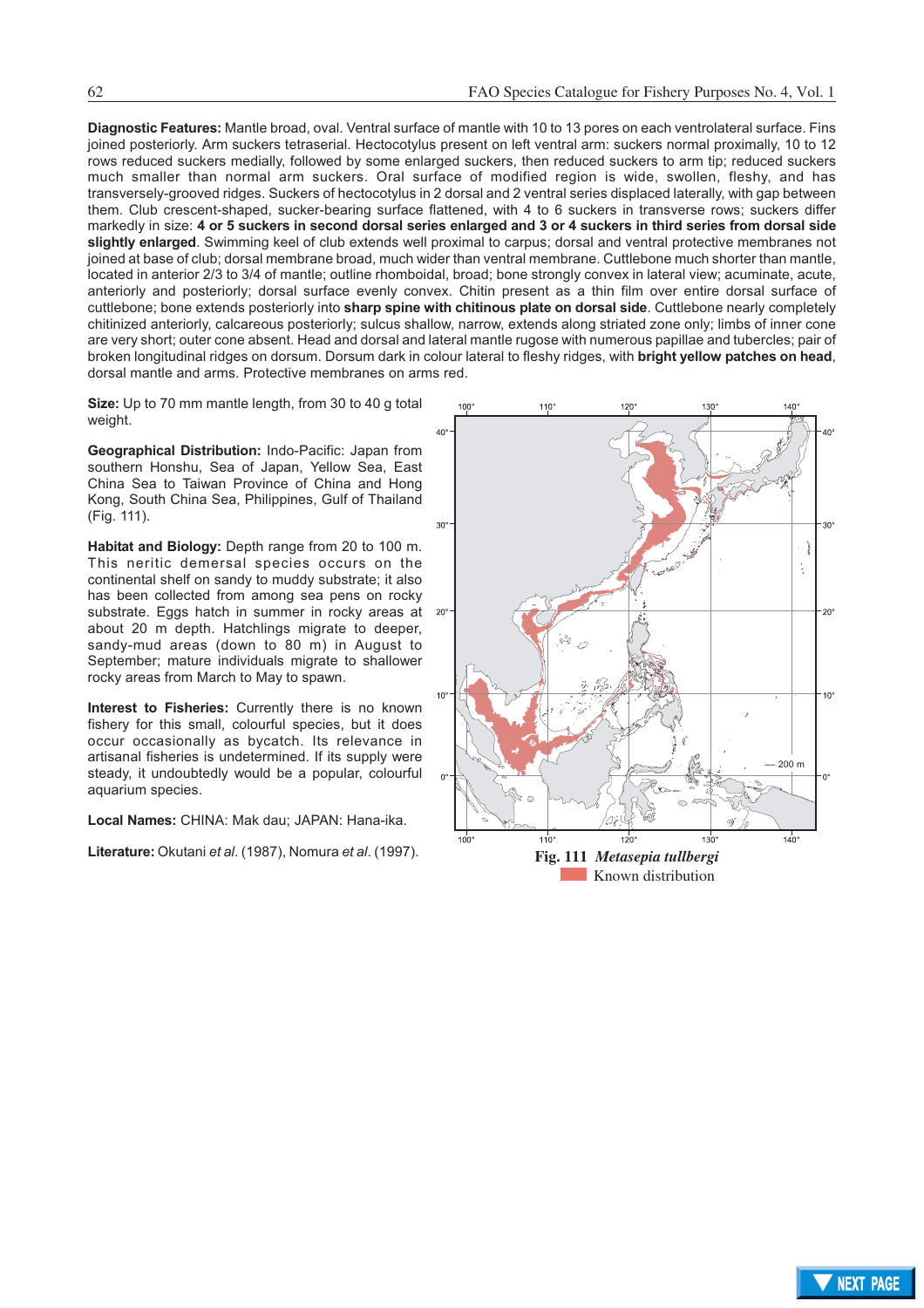**Diagnostic Features:** Mantle broad, oval. Ventral surface of mantle with 10 to 13 pores on each ventrolateral surface. Fins joined posteriorly. Arm suckers tetraserial. Hectocotylus present on left ventral arm: suckers normal proximally, 10 to 12 rows reduced suckers medially, followed by some enlarged suckers, then reduced suckers to arm tip; reduced suckers much smaller than normal arm suckers. Oral surface of modified region is wide, swollen, fleshy, and has transversely-grooved ridges. Suckers of hectocotylus in 2 dorsal and 2 ventral series displaced laterally, with gap between them. Club crescent-shaped, sucker-bearing surface flattened, with 4 to 6 suckers in transverse rows; suckers differ markedly in size: **4 or 5 suckers in second dorsal series enlarged and 3 or 4 suckers in third series from dorsal side slightly enlarged**. Swimming keel of club extends well proximal to carpus; dorsal and ventral protective membranes not joined at base of club; dorsal membrane broad, much wider than ventral membrane. Cuttlebone much shorter than mantle, located in anterior 2/3 to 3/4 of mantle; outline rhomboidal, broad; bone strongly convex in lateral view; acuminate, acute, anteriorly and posteriorly; dorsal surface evenly convex. Chitin present as a thin film over entire dorsal surface of cuttlebone; bone extends posteriorly into **sharp spine with chitinous plate on dorsal side**. Cuttlebone nearly completely chitinized anteriorly, calcareous posteriorly; sulcus shallow, narrow, extends along striated zone only; limbs of inner cone are very short; outer cone absent. Head and dorsal and lateral mantle rugose with numerous papillae and tubercles; pair of broken longitudinal ridges on dorsum. Dorsum dark in colour lateral to fleshy ridges, with **bright yellow patches on head**, dorsal mantle and arms. Protective membranes on arms red.

**Size:** Up to 70 mm mantle length, from 30 to 40 g total weight.

**Geographical Distribution:** Indo-Pacific: Japan from southern Honshu, Sea of Japan, Yellow Sea, East China Sea to Taiwan Province of China and Hong Kong, South China Sea, Philippines, Gulf of Thailand (Fig. 111).

**Habitat and Biology:** Depth range from 20 to 100 m. This neritic demersal species occurs on the continental shelf on sandy to muddy substrate; it also has been collected from among sea pens on rocky substrate. Eggs hatch in summer in rocky areas at about 20 m depth. Hatchlings migrate to deeper, sandy-mud areas (down to 80 m) in August to September; mature individuals migrate to shallower rocky areas from March to May to spawn.

**Interest to Fisheries:** Currently there is no known fishery for this small, colourful species, but it does occur occasionally as bycatch. Its relevance in artisanal fisheries is undetermined. If its supply were steady, it undoubtedly would be a popular, colourful aquarium species.

**Local Names:** CHINA: Mak dau; JAPAN: Hana-ika.

**Literature:** Okutani *et al*. (1987), Nomura *et al*. (1997).

100° 110° 120° 130° 140°

40° 30° 20° 10° 0°

— 200 m

**Fig. 111** ***Metasepia tullbergi***

Known distribution